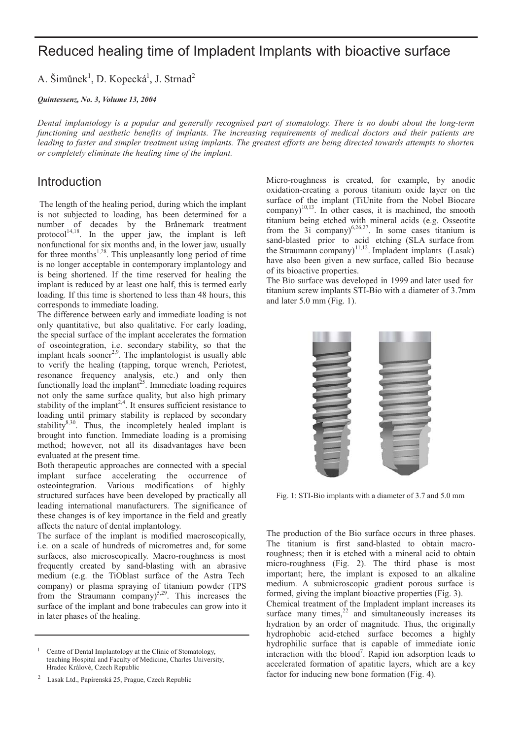# Reduced healing time of Impladent Implants with bioactive surface

A. Šimůnek[1], D. Kopecká[1], J. Strnad[2]

***Quintessenz, No. 3, Volume 13, 2004***

*Dental implantology is a popular and generally recognised part of stomatology. There is no doubt about the long-term functioning and aesthetic benefits of implants. The increasing requirements of medical doctors and their patients are leading to faster and simpler treatment using implants. The greatest efforts are being directed towards attempts to shorten or completely eliminate the healing time of the implant.*

## Introduction

The length of the healing period, during which the implant is not subjected to loading, has been determined for a number of decades by the Brånemark treatment protocol[14,18]. In the upper jaw, the implant is left nonfunctional for six months and, in the lower jaw, usually for three months[1,28]. This unpleasantly long period of time is no longer acceptable in contemporary implantology and is being shortened. If the time reserved for healing the implant is reduced by at least one half, this is termed early loading. If this time is shortened to less than 48 hours, this corresponds to immediate loading.

The difference between early and immediate loading is not only quantitative, but also qualitative. For early loading, the special surface of the implant accelerates the formation of oseointegration, i.e. secondary stability, so that the implant heals sooner[2,9]. The implantologist is usually able to verify the healing (tapping, torque wrench, Periotest, resonance frequency analysis, etc.) and only then functionally load the implant[25]. Immediate loading requires not only the same surface quality, but also high primary stability of the implant[2,4]. It ensures sufficient resistance to loading until primary stability is replaced by secondary stability[8,30]. Thus, the incompletely healed implant is brought into function. Immediate loading is a promising method; however, not all its disadvantages have been evaluated at the present time.

Both therapeutic approaches are connected with a special implant surface accelerating the occurrence of osteointegration. Various modifications of highly structured surfaces have been developed by practically all leading international manufacturers. The significance of these changes is of key importance in the field and greatly affects the nature of dental implantology.

The surface of the implant is modified macroscopically, i.e. on a scale of hundreds of micrometres and, for some surfaces, also microscopically. Macro-roughness is most frequently created by sand-blasting with an abrasive medium (e.g. the TiOblast surface of the Astra Tech company) or plasma spraying of titanium powder (TPS from the Straumann company)[5,29]. This increases the surface of the implant and bone trabecules can grow into it in later phases of the healing.

Micro-roughness is created, for example, by anodic oxidation-creating a porous titanium oxide layer on the surface of the implant (TiUnite from the Nobel Biocare company)[10,13]. In other cases, it is machined, the smooth titanium being etched with mineral acids (e.g. Osseotite from the 3i company)[6,26,27]. In some cases titanium is sand-blasted prior to acid etching (SLA surface from the Straumann company)[11,12]. Impladent implants (Lasak) have also been given a new surface, called Bio because of its bioactive properties.

The Bio surface was developed in 1999 and later used for titanium screw implants STI-Bio with a diameter of 3.7mm and later 5.0 mm (Fig. 1).

Fig. 1: STI-Bio implants with a diameter of 3.7 and 5.0 mm

The production of the Bio surface occurs in three phases. The titanium is first sand-blasted to obtain macro-roughness; then it is etched with a mineral acid to obtain micro-roughness (Fig. 2). The third phase is most important; here, the implant is exposed to an alkaline medium. A submicroscopic gradient porous surface is formed, giving the implant bioactive properties (Fig. 3).

Chemical treatment of the Impladent implant increases its surface many times,[22] and simultaneously increases its hydration by an order of magnitude. Thus, the originally hydrophobic acid-etched surface becomes a highly hydrophilic surface that is capable of immediate ionic interaction with the blood[7]. Rapid ion adsorption leads to accelerated formation of apatitic layers, which are a key factor for inducing new bone formation (Fig. 4).

---

[1] Centre of Dental Implantology at the Clinic of Stomatology, teaching Hospital and Faculty of Medicine, Charles University, Hradec Králové, Czech Republic

[2] Lasak Ltd., Papírenská 25, Prague, Czech Republic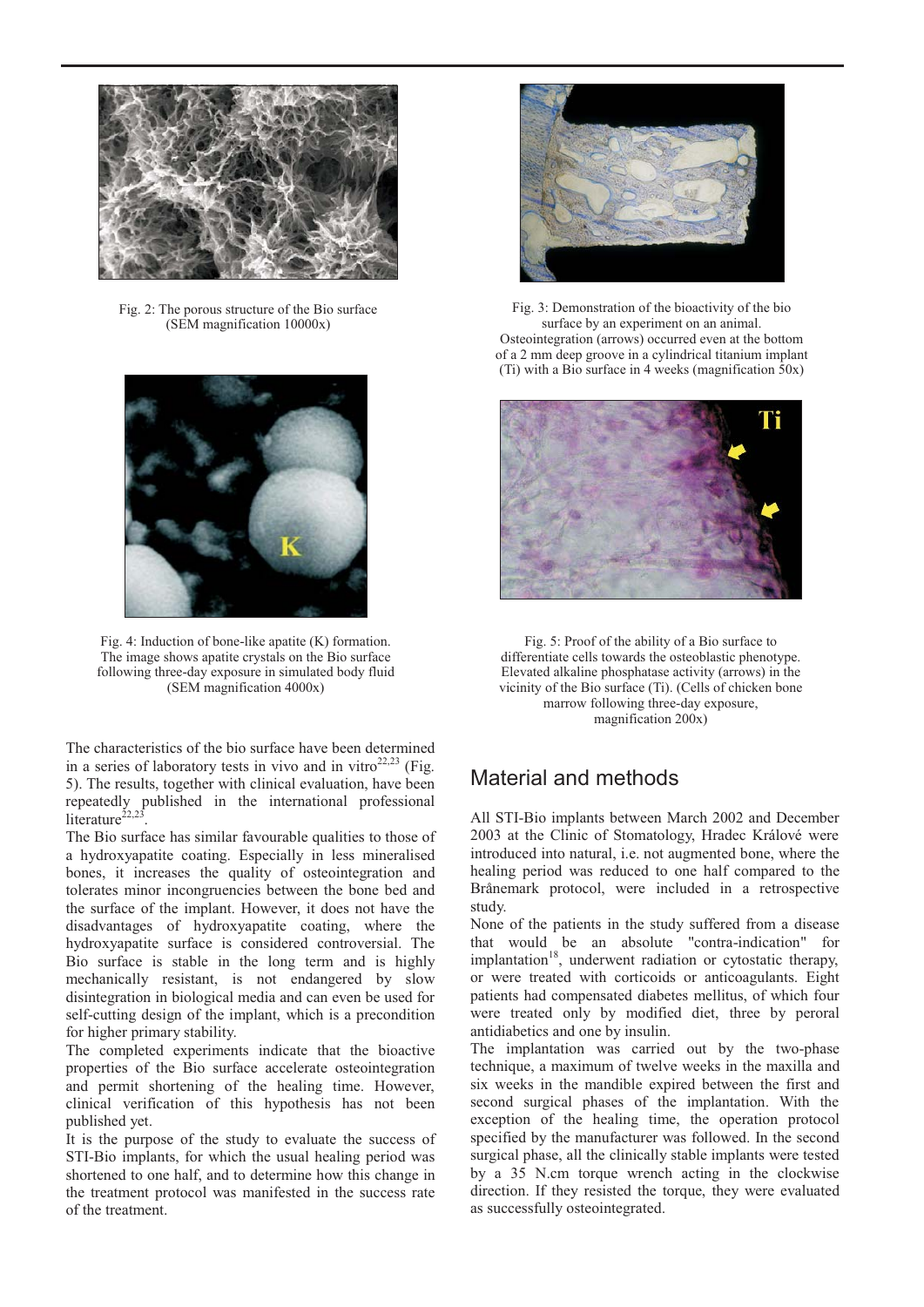Fig. 2: The porous structure of the Bio surface (SEM magnification 10000x)

Fig. 3: Demonstration of the bioactivity of the bio surface by an experiment on an animal. Osteointegration (arrows) occurred even at the bottom of a 2 mm deep groove in a cylindrical titanium implant (Ti) with a Bio surface in 4 weeks (magnification 50x)

Fig. 4: Induction of bone-like apatite (K) formation. The image shows apatite crystals on the Bio surface following three-day exposure in simulated body fluid (SEM magnification 4000x)

Fig. 5: Proof of the ability of a Bio surface to differentiate cells towards the osteoblastic phenotype. Elevated alkaline phosphatase activity (arrows) in the vicinity of the Bio surface (Ti). (Cells of chicken bone marrow following three-day exposure, magnification 200x)

The characteristics of the bio surface have been determined in a series of laboratory tests in vivo and in vitro[22,23] (Fig. 5). The results, together with clinical evaluation, have been repeatedly published in the international professional literature[22,23].

The Bio surface has similar favourable qualities to those of a hydroxyapatite coating. Especially in less mineralised bones, it increases the quality of osteointegration and tolerates minor incongruencies between the bone bed and the surface of the implant. However, it does not have the disadvantages of hydroxyapatite coating, where the hydroxyapatite surface is considered controversial. The Bio surface is stable in the long term and is highly mechanically resistant, is not endangered by slow disintegration in biological media and can even be used for self-cutting design of the implant, which is a precondition for higher primary stability.

The completed experiments indicate that the bioactive properties of the Bio surface accelerate osteointegration and permit shortening of the healing time. However, clinical verification of this hypothesis has not been published yet.

It is the purpose of the study to evaluate the success of STI-Bio implants, for which the usual healing period was shortened to one half, and to determine how this change in the treatment protocol was manifested in the success rate of the treatment.

## Material and methods

All STI-Bio implants between March 2002 and December 2003 at the Clinic of Stomatology, Hradec Králové were introduced into natural, i.e. not augmented bone, where the healing period was reduced to one half compared to the Brånemark protocol, were included in a retrospective study.

None of the patients in the study suffered from a disease that would be an absolute "contra-indication" for implantation[18], underwent radiation or cytostatic therapy, or were treated with corticoids or anticoagulants. Eight patients had compensated diabetes mellitus, of which four were treated only by modified diet, three by peroral antidiabetics and one by insulin.

The implantation was carried out by the two-phase technique, a maximum of twelve weeks in the maxilla and six weeks in the mandible expired between the first and second surgical phases of the implantation. With the exception of the healing time, the operation protocol specified by the manufacturer was followed. In the second surgical phase, all the clinically stable implants were tested by a 35 N.cm torque wrench acting in the clockwise direction. If they resisted the torque, they were evaluated as successfully osteointegrated.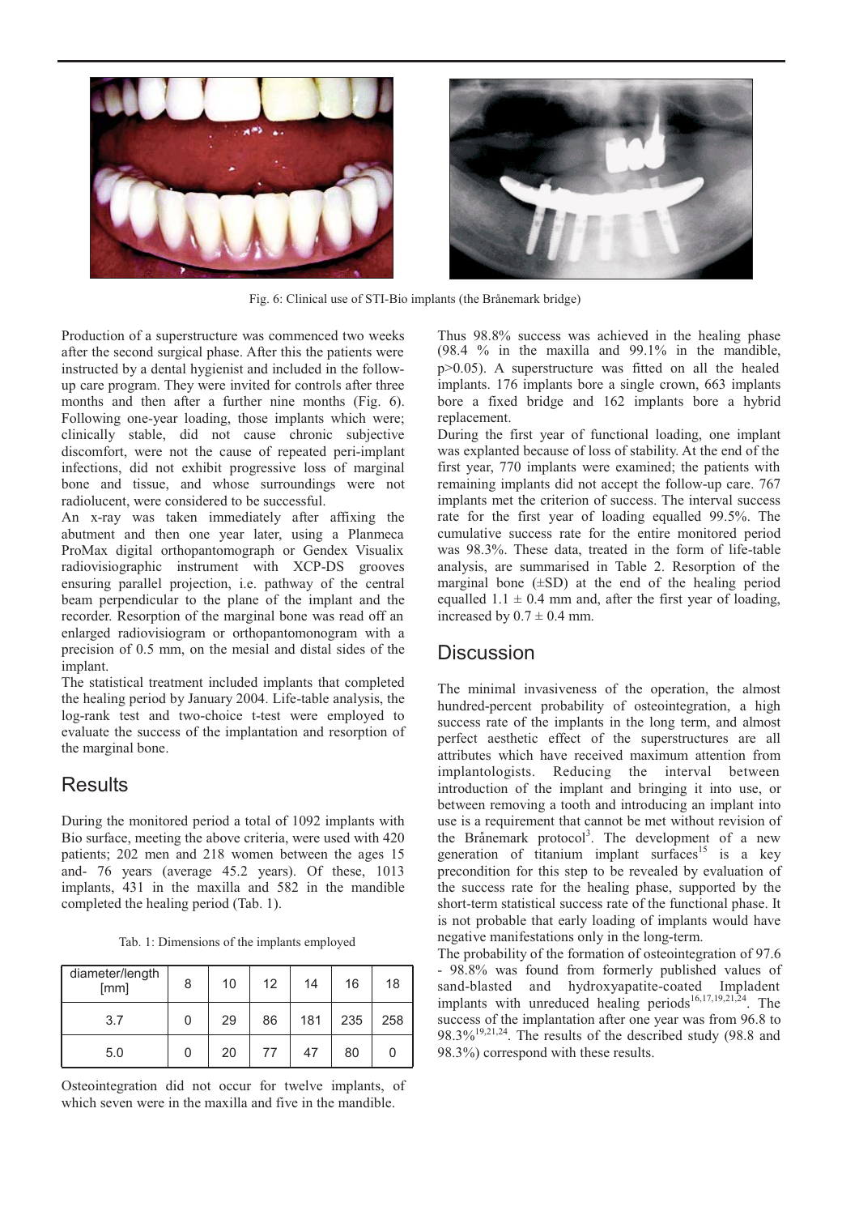Fig. 6: Clinical use of STI-Bio implants (the Brånemark bridge)

Production of a superstructure was commenced two weeks after the second surgical phase. After this the patients were instructed by a dental hygienist and included in the follow-up care program. They were invited for controls after three months and then after a further nine months (Fig. 6). Following one-year loading, those implants which were; clinically stable, did not cause chronic subjective discomfort, were not the cause of repeated peri-implant infections, did not exhibit progressive loss of marginal bone and tissue, and whose surroundings were not radiolucent, were considered to be successful.

An x-ray was taken immediately after affixing the abutment and then one year later, using a Planmeca ProMax digital orthopantomograph or Gendex Visualix radiovisiographic instrument with XCP-DS grooves ensuring parallel projection, i.e. pathway of the central beam perpendicular to the plane of the implant and the recorder. Resorption of the marginal bone was read off an enlarged radiovisiogram or orthopantomonogram with a precision of 0.5 mm, on the mesial and distal sides of the implant.

The statistical treatment included implants that completed the healing period by January 2004. Life-table analysis, the log-rank test and two-choice t-test were employed to evaluate the success of the implantation and resorption of the marginal bone.

## Results

During the monitored period a total of 1092 implants with Bio surface, meeting the above criteria, were used with 420 patients; 202 men and 218 women between the ages 15 and- 76 years (average 45.2 years). Of these, 1013 implants, 431 in the maxilla and 582 in the mandible completed the healing period (Tab. 1).

Tab. 1: Dimensions of the implants employed

| diameter/length [mm] | 8 | 10 | 12 | 14 | 16 | 18 |
|---|---|---|---|---|---|---|
| 3.7 | 0 | 29 | 86 | 181 | 235 | 258 |
| 5.0 | 0 | 20 | 77 | 47 | 80 | 0 |

Osteointegration did not occur for twelve implants, of which seven were in the maxilla and five in the mandible.

Thus 98.8% success was achieved in the healing phase (98.4 % in the maxilla and 99.1% in the mandible, $p>0.05$). A superstructure was fitted on all the healed implants. 176 implants bore a single crown, 663 implants bore a fixed bridge and 162 implants bore a hybrid replacement.

During the first year of functional loading, one implant was explanted because of loss of stability. At the end of the first year, 770 implants were examined; the patients with remaining implants did not accept the follow-up care. 767 implants met the criterion of success. The interval success rate for the first year of loading equalled 99.5%. The cumulative success rate for the entire monitored period was 98.3%. These data, treated in the form of life-table analysis, are summarised in Table 2. Resorption of the marginal bone (±SD) at the end of the healing period equalled $1.1 \pm 0.4$ mm and, after the first year of loading, increased by $0.7 \pm 0.4$ mm.

## Discussion

The minimal invasiveness of the operation, the almost hundred-percent probability of osteointegration, a high success rate of the implants in the long term, and almost perfect aesthetic effect of the superstructures are all attributes which have received maximum attention from implantologists. Reducing the interval between introduction of the implant and bringing it into use, or between removing a tooth and introducing an implant into use is a requirement that cannot be met without revision of the Brånemark protocol[3]. The development of a new generation of titanium implant surfaces[15] is a key precondition for this step to be revealed by evaluation of the success rate for the healing phase, supported by the short-term statistical success rate of the functional phase. It is not probable that early loading of implants would have negative manifestations only in the long-term.

The probability of the formation of osteointegration of 97.6 - 98.8% was found from formerly published values of sand-blasted and hydroxyapatite-coated Impladent implants with unreduced healing periods[16,17,19,21,24]. The success of the implantation after one year was from 96.8 to 98.3%[19,21,24]. The results of the described study (98.8 and 98.3%) correspond with these results.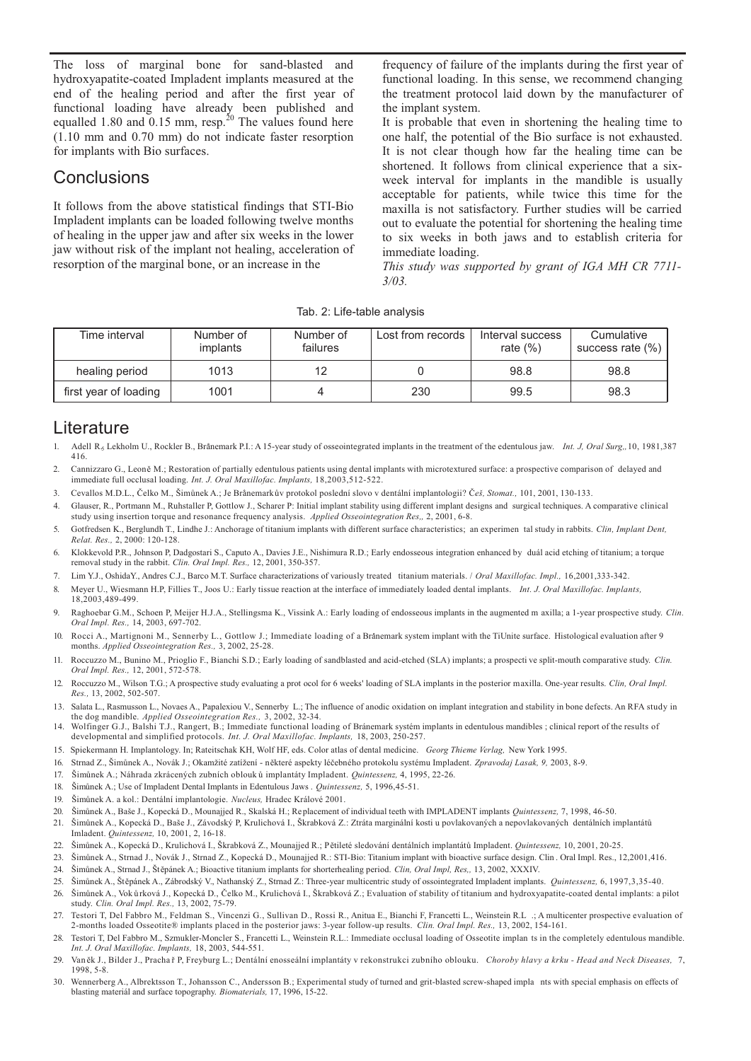The loss of marginal bone for sand-blasted and hydroxyapatite-coated Impladent implants measured at the end of the healing period and after the first year of functional loading have already been published and equalled 1.80 and 0.15 mm, resp.[20] The values found here (1.10 mm and 0.70 mm) do not indicate faster resorption for implants with Bio surfaces.

## Conclusions

It follows from the above statistical findings that STI-Bio Impladent implants can be loaded following twelve months of healing in the upper jaw and after six weeks in the lower jaw without risk of the implant not healing, acceleration of resorption of the marginal bone, or an increase in the frequency of failure of the implants during the first year of functional loading. In this sense, we recommend changing the treatment protocol laid down by the manufacturer of the implant system.

It is probable that even in shortening the healing time to one half, the potential of the Bio surface is not exhausted. It is not clear though how far the healing time can be shortened. It follows from clinical experience that a six-week interval for implants in the mandible is usually acceptable for patients, while twice this time for the maxilla is not satisfactory. Further studies will be carried out to evaluate the potential for shortening the healing time to six weeks in both jaws and to establish criteria for immediate loading.

*This study was supported by grant of IGA MH CR 7711-3/03.*

Tab. 2: Life-table analysis

| Time interval | Number of implants | Number of failures | Lost from records | Interval success rate (%) | Cumulative success rate (%) |
|---|---|---|---|---|---|
| healing period | 1013 | 12 | 0 | 98.8 | 98.8 |
| first year of loading | 1001 | 4 | 230 | 99.5 | 98.3 |

## Literature

1. Adell R., Lekholm U., Rockler B., Brånemark P.I.: A 15-year study of osseointegrated implants in the treatment of the edentulous jaw. *Int. J, Oral Surg*, 10, 1981,387 416.
2. Cannizzaro G., Leoně M.; Restoration of partially edentulous patients using dental implants with microtextured surface: a prospective comparison of delayed and immediate full occlusal loading. *Int. J. Oral Maxillofac. Implants,* 18,2003,512-522.
3. Cevallos M.D.L., Čelko M., Šimůnek A.; Je Brånemarkův protokol poslední slovo v dentální implantologii? *Čes, Stomat.,* 101, 2001, 130-133.
4. Glauser, R., Portmann M., Ruhstaller P, Gottlow J., Scharer P: Initial implant stability using different implant designs and surgical techniques. A comparative clinical study using insertion torque and resonance frequency analysis. *Applied Osseointegration Res,,* 2, 2001, 6-8.
5. Gotfredsen K., Berglundh T., Lindhe J.: Anchorage of titanium implants with different surface characteristics; an experimen tal study in rabbits. *Clin, Implant Dent, Relat. Res.,* 2, 2000: 120-128.
6. Klokkevold P.R., Johnson P, Dadgostari S., Caputo A., Davies J.E., Nishimura R.D.; Early endosseous integration enhanced by duál acid etching of titanium; a torque removal study in the rabbit. *Clin. Oral Impl. Res.,* 12, 2001, 350-357.
7. Lim Y.J., OshidaY., Andres C.J., Barco M.T. Surface characterizations of variously treated titanium materials. / *Oral Maxillofac. Impl.,* 16,2001,333-342.
8. Meyer U., Wiesmann H.P, Fillies T., Joos U.: Early tissue reaction at the interface of immediately loaded dental implants. *Int. J. Oral Maxillofac. Implants,* 18,2003,489-499.
9. Raghoebar G.M., Schoen P, Meijer H.J.A., Stellingsma K., Vissink A.: Early loading of endosseous implants in the augmented m axilla; a 1-year prospective study. *Clin. Oral Impl. Res.,* 14, 2003, 697-702.
10. Rocci A., Martignoni M., Sennerby L., Gottlow J.; Immediate loading of a Brånemark system implant with the TiUnite surface. Histological evaluation after 9 months. *Applied Osseointegration Res.,* 3, 2002, 25-28.
11. Roccuzzo M., Bunino M., Prioglio F., Bianchi S.D.; Early loading of sandblasted and acid-etched (SLA) implants; a prospecti ve split-mouth comparative study. *Clin. Oral Impl. Res.,* 12, 2001, 572-578.
12. Roccuzzo M., Wilson T.G.; A prospective study evaluating a prot ocol for 6 weeks' loading of SLA implants in the posterior maxilla. One-year results. *Clin, Oral Impl. Res.,* 13, 2002, 502-507.
13. Salata L., Rasmusson L., Novaes A., Papalexiou V., Sennerby L.; The influence of anodic oxidation on implant integration and stability in bone defects. An RFA study in the dog mandible. *Applied Osseointegration Res.,* 3, 2002, 32-34.
14. Wolfinger G.J., Balshi T.J., Rangert, B.; Immediate functional loading of Bránemark systém implants in edentulous mandibles ; clinical report of the results of developmental and simplified protocols. *Int. J. Oral Maxillofac. Implants,* 18, 2003, 250-257.
15. Spiekermann H. Implantology. In; Rateitschak KH, Wolf HF, eds. Color atlas of dental medicine. *Georg Thieme Verlag,* New York 1995.
16. Strnad Z., Šimůnek A., Novák J.; Okamžité zatížení - některé aspekty léčebného protokolu systému Impladent. *Zpravodaj Lasak, 9,* 2003, 8-9.
17. Šimůnek A.; Náhrada zkrácených zubních oblouků implantáty Impladent. *Quintessenz,* 4, 1995, 22-26.
18. Šimůnek A.; Use of Impladent Dental Implants in Edentulous Jaws . *Quintessenz,* 5, 1996,45-51.
19. Šimůnek A. a kol.: Dentální implantologie. *Nucleus,* Hradec Králové 2001.
20. Šimůnek A., Baše J., Kopecká D., Mounajjed R., Skalská H.; Replacement of individual teeth with IMPLADENT implants *Quintessenz,* 7, 1998, 46-50.
21. Šimůnek A., Kopecká D., Baše J., Závodský P, Krulichová I., Škrabková Z.: Ztráta marginální kosti u povlakovaných a nepovlakovaných dentálních implantátů Imladent. *Quintessenz,* 10, 2001, 2, 16-18.
22. Šimůnek A., Kopecká D., Krulichová I., Škrabková Z., Mounajjed R.; Pětileté sledování dentálních implantátů Impladent. *Quintessenz,* 10, 2001, 20-25.
23. Šimůnek A., Strnad J., Novák J., Strnad Z., Kopecká D., Mounajjed R.: STI-Bio: Titanium implant with bioactive surface design. Clin . Oral Impl. Res., 12,2001,416.
24. Šimůnek A., Strnad J., Štěpánek A.; Bioactive titanium implants for shorterhealing period. *Clin, Oral Impl, Res,,* 13, 2002, XXXIV.
25. Šimůnek A., Štěpánek A., Zábrodský V., Nathanský Z., Strnad Z.: Three-year multicentric study of ossointegrated Impladent implants. *Quintessenz,* 6, 1997,3,35-40.
26. Šimůnek A., Vokůrková J., Kopecká D., Čelko M., Krulichová I., Škrabková Z.; Evaluation of stability of titanium and hydroxyapatite-coated dental implants: a pilot study. *Clin. Oral Impl. Res.,* 13, 2002, 75-79.
27. Testori T, Del Fabbro M., Feldman S., Vincenzi G., Sullivan D., Rossi R., Anitua E., Bianchi F, Francetti L., Weinstein R.L .; A multicenter prospective evaluation of 2-months loaded Osseotite® implants placed in the posterior jaws: 3-year follow-up results. *Clin. Oral Impl. Res.,* 13, 2002, 154-161.
28. Testori T, Del Fabbro M., Szmukler-Moncler S., Francetti L., Weinstein R.L.: Immediate occlusal loading of Osseotite implan ts in the completely edentulous mandible. *Int. J. Oral Maxillofac. Implants,* 18, 2003, 544-551.
29. Vaněk J., Bilder J., Prachař P, Freyburg L.; Dentální enosseální implantáty v rekonstrukci zubního oblouku. *Choroby hlavy a krku - Head and Neck Diseases,* 7, 1998, 5-8.
30. Wennerberg A., Albrektsson T., Johansson C., Andersson B.; Experimental study of turned and grit-blasted screw-shaped impla nts with special emphasis on effects of blasting materiál and surface topography. *Biomaterials,* 17, 1996, 15-22.